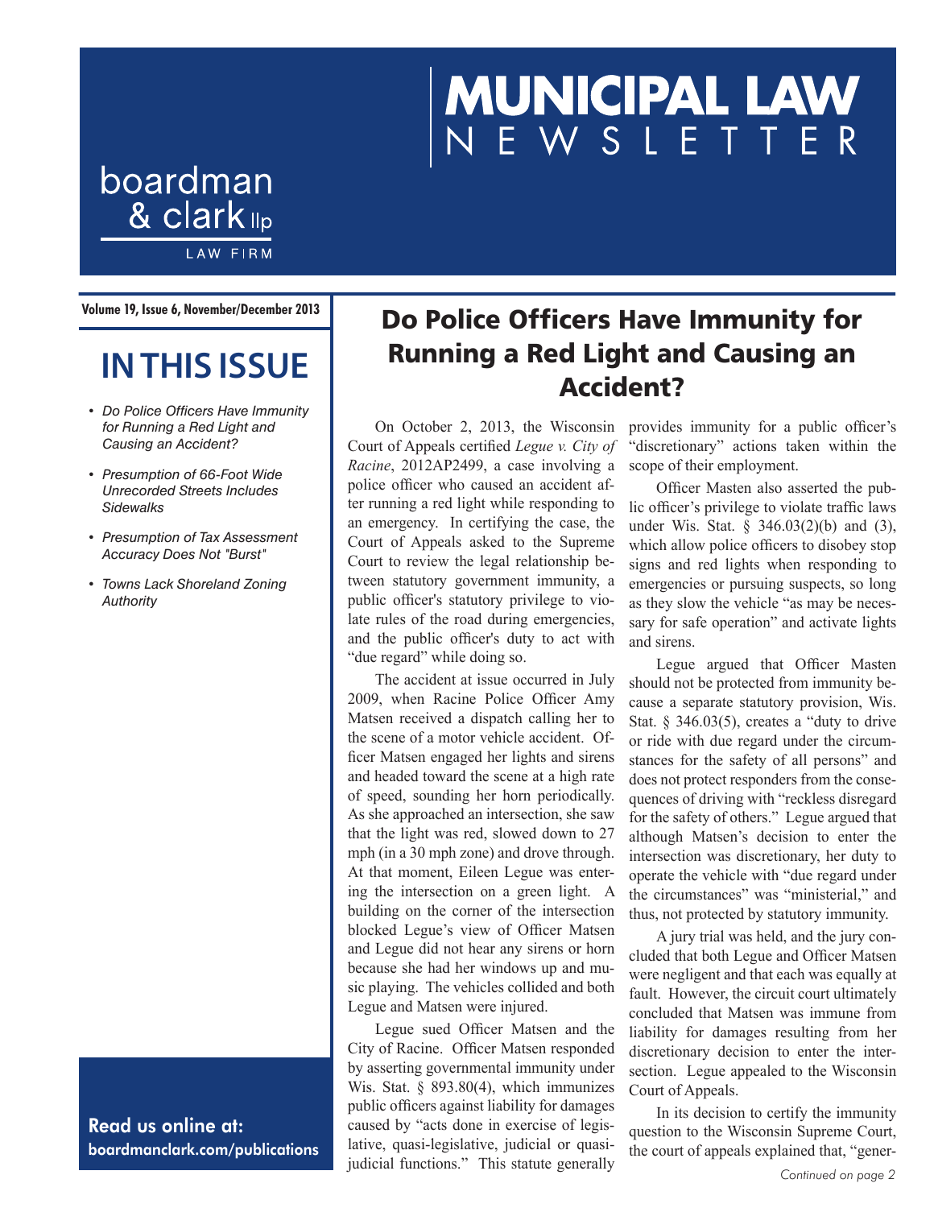# MUNICIPAL LAW NEWSLETTER

boardman & clark llp
LAW FIRM

**Volume 19, Issue 6, November/December 2013**

## IN THIS ISSUE

- *Do Police Officers Have Immunity for Running a Red Light and Causing an Accident?*
- *Presumption of 66-Foot Wide Unrecorded Streets Includes Sidewalks*
- *Presumption of Tax Assessment Accuracy Does Not "Burst"*
- *Towns Lack Shoreland Zoning Authority*

**Read us online at: boardmanclark.com/publications**

## Do Police Officers Have Immunity for Running a Red Light and Causing an Accident?

On October 2, 2013, the Wisconsin Court of Appeals certified *Legue v. City of Racine*, 2012AP2499, a case involving a police officer who caused an accident after running a red light while responding to an emergency. In certifying the case, the Court of Appeals asked to the Supreme Court to review the legal relationship between statutory government immunity, a public officer's statutory privilege to violate rules of the road during emergencies, and the public officer's duty to act with "due regard" while doing so.

The accident at issue occurred in July 2009, when Racine Police Officer Amy Matsen received a dispatch calling her to the scene of a motor vehicle accident. Officer Matsen engaged her lights and sirens and headed toward the scene at a high rate of speed, sounding her horn periodically. As she approached an intersection, she saw that the light was red, slowed down to 27 mph (in a 30 mph zone) and drove through. At that moment, Eileen Legue was entering the intersection on a green light. A building on the corner of the intersection blocked Legue's view of Officer Matsen and Legue did not hear any sirens or horn because she had her windows up and music playing. The vehicles collided and both Legue and Matsen were injured.

Legue sued Officer Matsen and the City of Racine. Officer Matsen responded by asserting governmental immunity under Wis. Stat. § 893.80(4), which immunizes public officers against liability for damages caused by "acts done in exercise of legislative, quasi-legislative, judicial or quasi-judicial functions." This statute generally provides immunity for a public officer's "discretionary" actions taken within the scope of their employment.

Officer Masten also asserted the public officer's privilege to violate traffic laws under Wis. Stat. § 346.03(2)(b) and (3), which allow police officers to disobey stop signs and red lights when responding to emergencies or pursuing suspects, so long as they slow the vehicle "as may be necessary for safe operation" and activate lights and sirens.

Legue argued that Officer Masten should not be protected from immunity because a separate statutory provision, Wis. Stat. § 346.03(5), creates a "duty to drive or ride with due regard under the circumstances for the safety of all persons" and does not protect responders from the consequences of driving with "reckless disregard for the safety of others." Legue argued that although Matsen's decision to enter the intersection was discretionary, her duty to operate the vehicle with "due regard under the circumstances" was "ministerial," and thus, not protected by statutory immunity.

A jury trial was held, and the jury concluded that both Legue and Officer Matsen were negligent and that each was equally at fault. However, the circuit court ultimately concluded that Matsen was immune from liability for damages resulting from her discretionary decision to enter the intersection. Legue appealed to the Wisconsin Court of Appeals.

In its decision to certify the immunity question to the Wisconsin Supreme Court, the court of appeals explained that, "gener-

*Continued on page 2*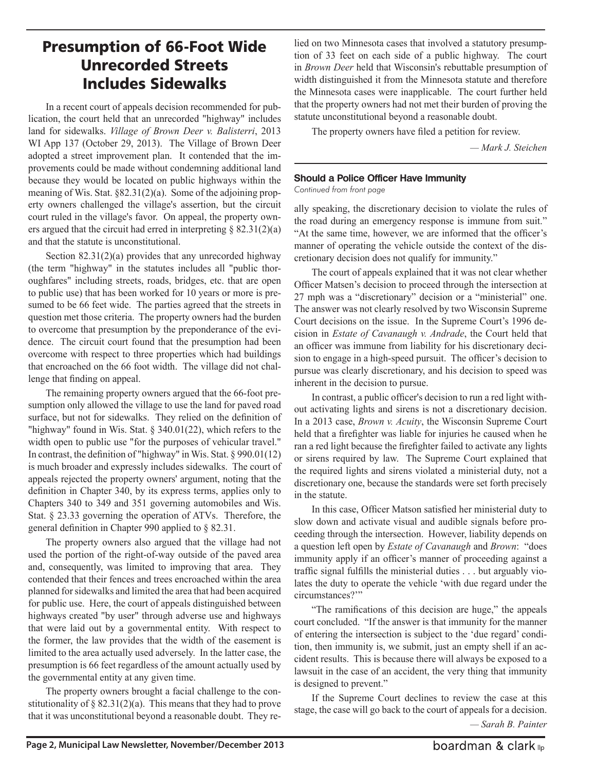# Presumption of 66-Foot Wide Unrecorded Streets Includes Sidewalks

In a recent court of appeals decision recommended for publication, the court held that an unrecorded "highway" includes land for sidewalks. *Village of Brown Deer v. Balisterri*, 2013 WI App 137 (October 29, 2013). The Village of Brown Deer adopted a street improvement plan. It contended that the improvements could be made without condemning additional land because they would be located on public highways within the meaning of Wis. Stat. §82.31(2)(a). Some of the adjoining property owners challenged the village's assertion, but the circuit court ruled in the village's favor. On appeal, the property owners argued that the circuit had erred in interpreting § 82.31(2)(a) and that the statute is unconstitutional.

Section 82.31(2)(a) provides that any unrecorded highway (the term "highway" in the statutes includes all "public thoroughfares" including streets, roads, bridges, etc. that are open to public use) that has been worked for 10 years or more is presumed to be 66 feet wide. The parties agreed that the streets in question met those criteria. The property owners had the burden to overcome that presumption by the preponderance of the evidence. The circuit court found that the presumption had been overcome with respect to three properties which had buildings that encroached on the 66 foot width. The village did not challenge that finding on appeal.

The remaining property owners argued that the 66-foot presumption only allowed the village to use the land for paved road surface, but not for sidewalks. They relied on the definition of "highway" found in Wis. Stat. § 340.01(22), which refers to the width open to public use "for the purposes of vehicular travel." In contrast, the definition of "highway" in Wis. Stat. § 990.01(12) is much broader and expressly includes sidewalks. The court of appeals rejected the property owners' argument, noting that the definition in Chapter 340, by its express terms, applies only to Chapters 340 to 349 and 351 governing automobiles and Wis. Stat. § 23.33 governing the operation of ATVs. Therefore, the general definition in Chapter 990 applied to § 82.31.

The property owners also argued that the village had not used the portion of the right-of-way outside of the paved area and, consequently, was limited to improving that area. They contended that their fences and trees encroached within the area planned for sidewalks and limited the area that had been acquired for public use. Here, the court of appeals distinguished between highways created "by user" through adverse use and highways that were laid out by a governmental entity. With respect to the former, the law provides that the width of the easement is limited to the area actually used adversely. In the latter case, the presumption is 66 feet regardless of the amount actually used by the governmental entity at any given time.

The property owners brought a facial challenge to the constitutionality of § 82.31(2)(a). This means that they had to prove that it was unconstitutional beyond a reasonable doubt. They relied on two Minnesota cases that involved a statutory presumption of 33 feet on each side of a public highway. The court in *Brown Deer* held that Wisconsin's rebuttable presumption of width distinguished it from the Minnesota statute and therefore the Minnesota cases were inapplicable. The court further held that the property owners had not met their burden of proving the statute unconstitutional beyond a reasonable doubt.

The property owners have filed a petition for review.

*— Mark J. Steichen*

### Should a Police Officer Have Immunity

*Continued from front page*

ally speaking, the discretionary decision to violate the rules of the road during an emergency response is immune from suit." "At the same time, however, we are informed that the officer's manner of operating the vehicle outside the context of the discretionary decision does not qualify for immunity."

The court of appeals explained that it was not clear whether Officer Matsen's decision to proceed through the intersection at 27 mph was a "discretionary" decision or a "ministerial" one. The answer was not clearly resolved by two Wisconsin Supreme Court decisions on the issue. In the Supreme Court's 1996 decision in *Estate of Cavanaugh v. Andrade*, the Court held that an officer was immune from liability for his discretionary decision to engage in a high-speed pursuit. The officer's decision to pursue was clearly discretionary, and his decision to speed was inherent in the decision to pursue.

In contrast, a public officer's decision to run a red light without activating lights and sirens is not a discretionary decision. In a 2013 case, *Brown v. Acuity*, the Wisconsin Supreme Court held that a firefighter was liable for injuries he caused when he ran a red light because the firefighter failed to activate any lights or sirens required by law. The Supreme Court explained that the required lights and sirens violated a ministerial duty, not a discretionary one, because the standards were set forth precisely in the statute.

In this case, Officer Matson satisfied her ministerial duty to slow down and activate visual and audible signals before proceeding through the intersection. However, liability depends on a question left open by *Estate of Cavanaugh* and *Brown*: "does immunity apply if an officer's manner of proceeding against a traffic signal fulfills the ministerial duties . . . but arguably violates the duty to operate the vehicle 'with due regard under the circumstances?'"

"The ramifications of this decision are huge," the appeals court concluded. "If the answer is that immunity for the manner of entering the intersection is subject to the 'due regard' condition, then immunity is, we submit, just an empty shell if an accident results. This is because there will always be exposed to a lawsuit in the case of an accident, the very thing that immunity is designed to prevent."

If the Supreme Court declines to review the case at this stage, the case will go back to the court of appeals for a decision.

*— Sarah B. Painter*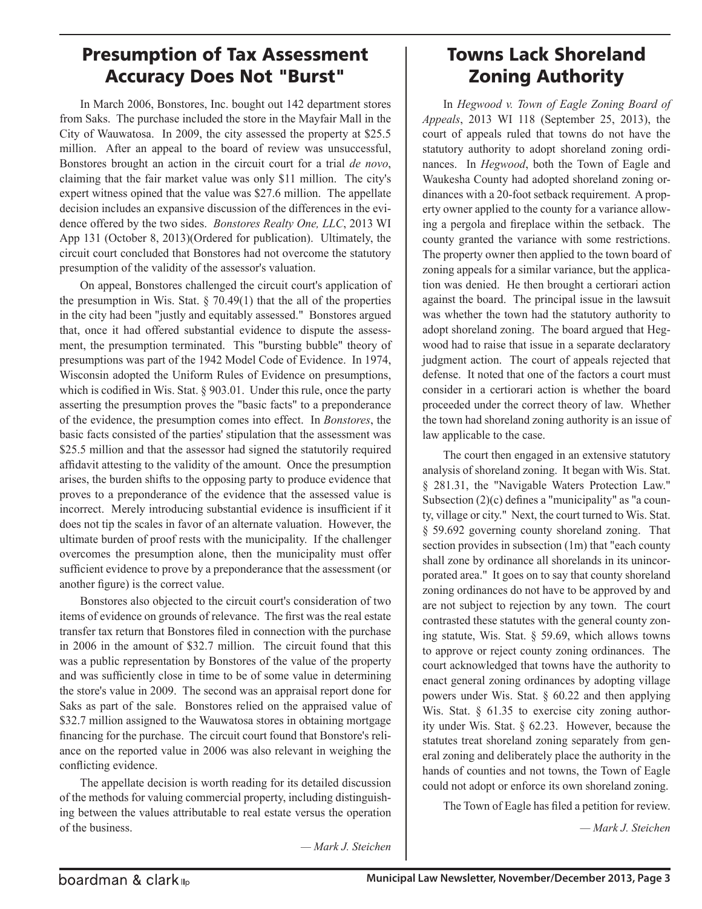## Presumption of Tax Assessment Accuracy Does Not "Burst"

In March 2006, Bonstores, Inc. bought out 142 department stores from Saks. The purchase included the store in the Mayfair Mall in the City of Wauwatosa. In 2009, the city assessed the property at $25.5 million. After an appeal to the board of review was unsuccessful, Bonstores brought an action in the circuit court for a trial *de novo*, claiming that the fair market value was only $11 million. The city's expert witness opined that the value was $27.6 million. The appellate decision includes an expansive discussion of the differences in the evidence offered by the two sides. *Bonstores Realty One, LLC*, 2013 WI App 131 (October 8, 2013)(Ordered for publication). Ultimately, the circuit court concluded that Bonstores had not overcome the statutory presumption of the validity of the assessor's valuation.

On appeal, Bonstores challenged the circuit court's application of the presumption in Wis. Stat. § 70.49(1) that the all of the properties in the city had been "justly and equitably assessed." Bonstores argued that, once it had offered substantial evidence to dispute the assessment, the presumption terminated. This "bursting bubble" theory of presumptions was part of the 1942 Model Code of Evidence. In 1974, Wisconsin adopted the Uniform Rules of Evidence on presumptions, which is codified in Wis. Stat. § 903.01. Under this rule, once the party asserting the presumption proves the "basic facts" to a preponderance of the evidence, the presumption comes into effect. In *Bonstores*, the basic facts consisted of the parties' stipulation that the assessment was $25.5 million and that the assessor had signed the statutorily required affidavit attesting to the validity of the amount. Once the presumption arises, the burden shifts to the opposing party to produce evidence that proves to a preponderance of the evidence that the assessed value is incorrect. Merely introducing substantial evidence is insufficient if it does not tip the scales in favor of an alternate valuation. However, the ultimate burden of proof rests with the municipality. If the challenger overcomes the presumption alone, then the municipality must offer sufficient evidence to prove by a preponderance that the assessment (or another figure) is the correct value.

Bonstores also objected to the circuit court's consideration of two items of evidence on grounds of relevance. The first was the real estate transfer tax return that Bonstores filed in connection with the purchase in 2006 in the amount of $32.7 million. The circuit found that this was a public representation by Bonstores of the value of the property and was sufficiently close in time to be of some value in determining the store's value in 2009. The second was an appraisal report done for Saks as part of the sale. Bonstores relied on the appraised value of $32.7 million assigned to the Wauwatosa stores in obtaining mortgage financing for the purchase. The circuit court found that Bonstore's reliance on the reported value in 2006 was also relevant in weighing the conflicting evidence.

The appellate decision is worth reading for its detailed discussion of the methods for valuing commercial property, including distinguishing between the values attributable to real estate versus the operation of the business.

*— Mark J. Steichen*

## Towns Lack Shoreland Zoning Authority

In *Hegwood v. Town of Eagle Zoning Board of Appeals*, 2013 WI 118 (September 25, 2013), the court of appeals ruled that towns do not have the statutory authority to adopt shoreland zoning ordinances. In *Hegwood*, both the Town of Eagle and Waukesha County had adopted shoreland zoning ordinances with a 20-foot setback requirement. A property owner applied to the county for a variance allowing a pergola and fireplace within the setback. The county granted the variance with some restrictions. The property owner then applied to the town board of zoning appeals for a similar variance, but the application was denied. He then brought a certiorari action against the board. The principal issue in the lawsuit was whether the town had the statutory authority to adopt shoreland zoning. The board argued that Hegwood had to raise that issue in a separate declaratory judgment action. The court of appeals rejected that defense. It noted that one of the factors a court must consider in a certiorari action is whether the board proceeded under the correct theory of law. Whether the town had shoreland zoning authority is an issue of law applicable to the case.

The court then engaged in an extensive statutory analysis of shoreland zoning. It began with Wis. Stat. § 281.31, the "Navigable Waters Protection Law." Subsection (2)(c) defines a "municipality" as "a county, village or city." Next, the court turned to Wis. Stat. § 59.692 governing county shoreland zoning. That section provides in subsection (1m) that "each county shall zone by ordinance all shorelands in its unincorporated area." It goes on to say that county shoreland zoning ordinances do not have to be approved by and are not subject to rejection by any town. The court contrasted these statutes with the general county zoning statute, Wis. Stat. § 59.69, which allows towns to approve or reject county zoning ordinances. The court acknowledged that towns have the authority to enact general zoning ordinances by adopting village powers under Wis. Stat. § 60.22 and then applying Wis. Stat. § 61.35 to exercise city zoning authority under Wis. Stat. § 62.23. However, because the statutes treat shoreland zoning separately from general zoning and deliberately place the authority in the hands of counties and not towns, the Town of Eagle could not adopt or enforce its own shoreland zoning.

The Town of Eagle has filed a petition for review.

*— Mark J. Steichen*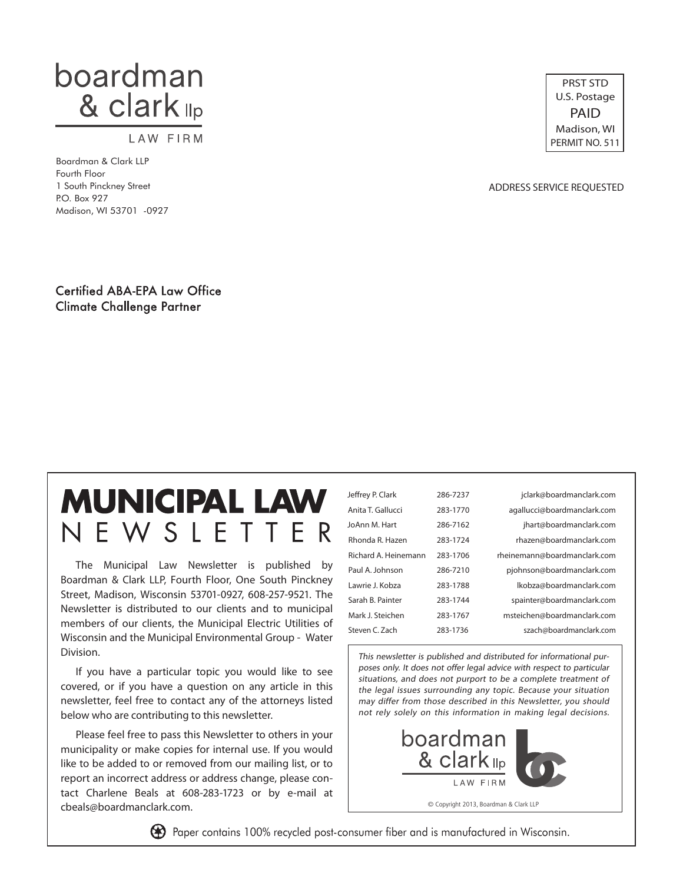boardman
& clark llp
LAW FIRM

Boardman & Clark LLP
Fourth Floor
1 South Pinckney Street
P.O. Box 927
Madison, WI 53701 -0927

PRST STD
U.S. Postage
PAID
Madison, WI
PERMIT NO. 511

ADDRESS SERVICE REQUESTED

Certified ABA-EPA Law Office
Climate Challenge Partner

# MUNICIPAL LAW NEWSLETTER

The Municipal Law Newsletter is published by Boardman & Clark LLP, Fourth Floor, One South Pinckney Street, Madison, Wisconsin 53701-0927, 608-257-9521. The Newsletter is distributed to our clients and to municipal members of our clients, the Municipal Electric Utilities of Wisconsin and the Municipal Environmental Group - Water Division.

If you have a particular topic you would like to see covered, or if you have a question on any article in this newsletter, feel free to contact any of the attorneys listed below who are contributing to this newsletter.

Please feel free to pass this Newsletter to others in your municipality or make copies for internal use. If you would like to be added to or removed from our mailing list, or to report an incorrect address or address change, please contact Charlene Beals at 608-283-1723 or by e-mail at cbeals@boardmanclark.com.

| | | |
|---|---|---|
| Jeffrey P. Clark | 286-7237 | jclark@boardmanclark.com |
| Anita T. Gallucci | 283-1770 | agallucci@boardmanclark.com |
| JoAnn M. Hart | 286-7162 | jhart@boardmanclark.com |
| Rhonda R. Hazen | 283-1724 | rhazen@boardmanclark.com |
| Richard A. Heinemann | 283-1706 | rheinemann@boardmanclark.com |
| Paul A. Johnson | 286-7210 | pjohnson@boardmanclark.com |
| Lawrie J. Kobza | 283-1788 | lkobza@boardmanclark.com |
| Sarah B. Painter | 283-1744 | spainter@boardmanclark.com |
| Mark J. Steichen | 283-1767 | msteichen@boardmanclark.com |
| Steven C. Zach | 283-1736 | szach@boardmanclark.com |

*This newsletter is published and distributed for informational purposes only. It does not offer legal advice with respect to particular situations, and does not purport to be a complete treatment of the legal issues surrounding any topic. Because your situation may differ from those described in this Newsletter, you should not rely solely on this information in making legal decisions.*

boardman
& clark llp
LAW FIRM

© Copyright 2013, Boardman & Clark LLP

Paper contains 100% recycled post-consumer fiber and is manufactured in Wisconsin.